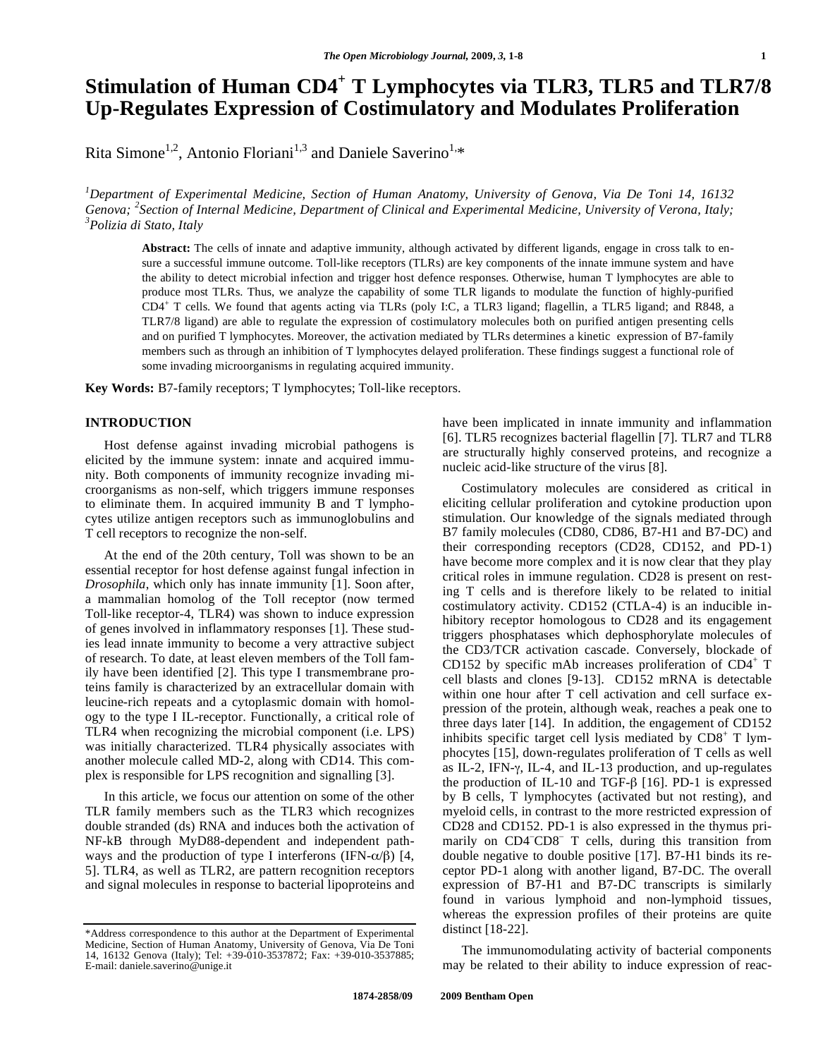# Stimulation of Human CD4+ T Lymphocytes via TLR3, TLR5 and TLR7/8 Up-Regulates Expression of Costimulatory and Modulates Proliferation

Rita Simone[1,2], Antonio Floriani[1,3] and Daniele Saverino[1,*]

[1]Department of Experimental Medicine, Section of Human Anatomy, University of Genova, Via De Toni 14, 16132 Genova; [2]Section of Internal Medicine, Department of Clinical and Experimental Medicine, University of Verona, Italy; [3]Polizia di Stato, Italy

**Abstract:** The cells of innate and adaptive immunity, although activated by different ligands, engage in cross talk to ensure a successful immune outcome. Toll-like receptors (TLRs) are key components of the innate immune system and have the ability to detect microbial infection and trigger host defence responses. Otherwise, human T lymphocytes are able to produce most TLRs. Thus, we analyze the capability of some TLR ligands to modulate the function of highly-purified CD4+ T cells. We found that agents acting via TLRs (poly I:C, a TLR3 ligand; flagellin, a TLR5 ligand; and R848, a TLR7/8 ligand) are able to regulate the expression of costimulatory molecules both on purified antigen presenting cells and on purified T lymphocytes. Moreover, the activation mediated by TLRs determines a kinetic expression of B7-family members such as through an inhibition of T lymphocytes delayed proliferation. These findings suggest a functional role of some invading microorganisms in regulating acquired immunity.

**Key Words:** B7-family receptors; T lymphocytes; Toll-like receptors.

## INTRODUCTION

Host defense against invading microbial pathogens is elicited by the immune system: innate and acquired immunity. Both components of immunity recognize invading microorganisms as non-self, which triggers immune responses to eliminate them. In acquired immunity B and T lymphocytes utilize antigen receptors such as immunoglobulins and T cell receptors to recognize the non-self.

At the end of the 20th century, Toll was shown to be an essential receptor for host defense against fungal infection in *Drosophila*, which only has innate immunity [1]. Soon after, a mammalian homolog of the Toll receptor (now termed Toll-like receptor-4, TLR4) was shown to induce expression of genes involved in inflammatory responses [1]. These studies lead innate immunity to become a very attractive subject of research. To date, at least eleven members of the Toll family have been identified [2]. This type I transmembrane proteins family is characterized by an extracellular domain with leucine-rich repeats and a cytoplasmic domain with homology to the type I IL-receptor. Functionally, a critical role of TLR4 when recognizing the microbial component (i.e. LPS) was initially characterized. TLR4 physically associates with another molecule called MD-2, along with CD14. This complex is responsible for LPS recognition and signalling [3].

In this article, we focus our attention on some of the other TLR family members such as the TLR3 which recognizes double stranded (ds) RNA and induces both the activation of NF-kB through MyD88-dependent and independent pathways and the production of type I interferons (IFN-$\alpha/\beta$) [4, 5]. TLR4, as well as TLR2, are pattern recognition receptors and signal molecules in response to bacterial lipoproteins and have been implicated in innate immunity and inflammation [6]. TLR5 recognizes bacterial flagellin [7]. TLR7 and TLR8 are structurally highly conserved proteins, and recognize a nucleic acid-like structure of the virus [8].

Costimulatory molecules are considered as critical in eliciting cellular proliferation and cytokine production upon stimulation. Our knowledge of the signals mediated through B7 family molecules (CD80, CD86, B7-H1 and B7-DC) and their corresponding receptors (CD28, CD152, and PD-1) have become more complex and it is now clear that they play critical roles in immune regulation. CD28 is present on resting T cells and is therefore likely to be related to initial costimulatory activity. CD152 (CTLA-4) is an inducible inhibitory receptor homologous to CD28 and its engagement triggers phosphatases which dephosphorylate molecules of the CD3/TCR activation cascade. Conversely, blockade of CD152 by specific mAb increases proliferation of CD4+ T cell blasts and clones [9-13]. CD152 mRNA is detectable within one hour after T cell activation and cell surface expression of the protein, although weak, reaches a peak one to three days later [14]. In addition, the engagement of CD152 inhibits specific target cell lysis mediated by CD8+ T lymphocytes [15], down-regulates proliferation of T cells as well as IL-2, IFN-$\gamma$, IL-4, and IL-13 production, and up-regulates the production of IL-10 and TGF-$\beta$ [16]. PD-1 is expressed by B cells, T lymphocytes (activated but not resting), and myeloid cells, in contrast to the more restricted expression of CD28 and CD152. PD-1 is also expressed in the thymus primarily on CD4−CD8− T cells, during this transition from double negative to double positive [17]. B7-H1 binds its receptor PD-1 along with another ligand, B7-DC. The overall expression of B7-H1 and B7-DC transcripts is similarly found in various lymphoid and non-lymphoid tissues, whereas the expression profiles of their proteins are quite distinct [18-22].

The immunomodulating activity of bacterial components may be related to their ability to induce expression of reac-

*Address correspondence to this author at the Department of Experimental Medicine, Section of Human Anatomy, University of Genova, Via De Toni 14, 16132 Genova (Italy); Tel: +39-010-3537872; Fax: +39-010-3537885; E-mail: daniele.saverino@unige.it

1874-2858/09 2009 Bentham Open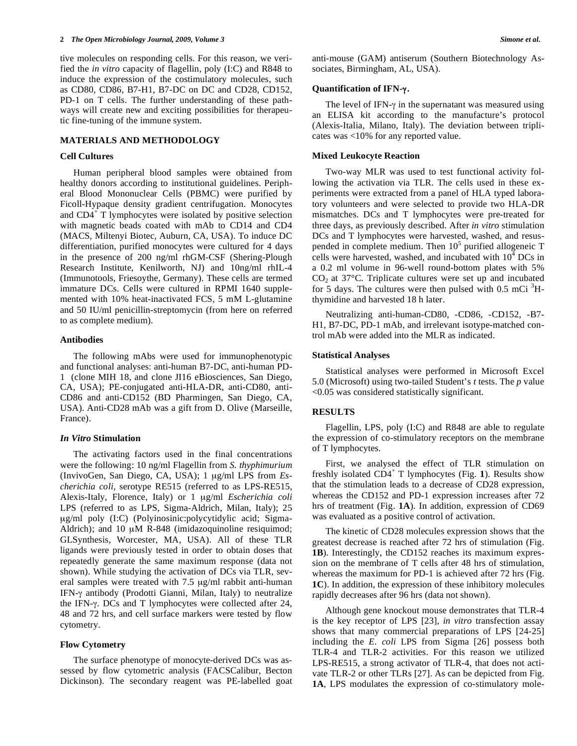tive molecules on responding cells. For this reason, we verified the *in vitro* capacity of flagellin, poly (I:C) and R848 to induce the expression of the costimulatory molecules, such as CD80, CD86, B7-H1, B7-DC on DC and CD28, CD152, PD-1 on T cells. The further understanding of these pathways will create new and exciting possibilities for therapeutic fine-tuning of the immune system.

## MATERIALS AND METHODOLOGY

### Cell Cultures

Human peripheral blood samples were obtained from healthy donors according to institutional guidelines. Peripheral Blood Mononuclear Cells (PBMC) were purified by Ficoll-Hypaque density gradient centrifugation. Monocytes and $CD4^+$ T lymphocytes were isolated by positive selection with magnetic beads coated with mAb to CD14 and CD4 (MACS, Miltenyi Biotec, Auburn, CA, USA). To induce DC differentiation, purified monocytes were cultured for 4 days in the presence of 200 ng/ml rhGM-CSF (Shering-Plough Research Institute, Kenilworth, NJ) and 10ng/ml rhIL-4 (Immunotools, Friesoythe, Germany). These cells are termed immature DCs. Cells were cultured in RPMI 1640 supplemented with 10% heat-inactivated FCS, 5 mM L-glutamine and 50 IU/ml penicillin-streptomycin (from here on referred to as complete medium).

### Antibodies

The following mAbs were used for immunophenotypic and functional analyses: anti-human B7-DC, anti-human PD-1 (clone MIH 18, and clone JI16 eBiosciences, San Diego, CA, USA); PE-conjugated anti-HLA-DR, anti-CD80, anti-CD86 and anti-CD152 (BD Pharmingen, San Diego, CA, USA). Anti-CD28 mAb was a gift from D. Olive (Marseille, France).

### *In Vitro* Stimulation

The activating factors used in the final concentrations were the following: 10 ng/ml Flagellin from *S. thyphimurium* (InvivoGen, San Diego, CA, USA); 1 μg/ml LPS from *Escherichia coli*, serotype RE515 (referred to as LPS-RE515, Alexis-Italy, Florence, Italy) or 1 μg/ml *Escherichia coli* LPS (referred to as LPS, Sigma-Aldrich, Milan, Italy); 25 μg/ml poly (I:C) (Polyinosinic:polycytidylic acid; Sigma-Aldrich); and 10 μM R-848 (imidazoquinoline resiquimod; GLSynthesis, Worcester, MA, USA). All of these TLR ligands were previously tested in order to obtain doses that repeatedly generate the same maximum response (data not shown). While studying the activation of DCs via TLR, several samples were treated with 7.5 μg/ml rabbit anti-human IFN-γ antibody (Prodotti Gianni, Milan, Italy) to neutralize the IFN-γ. DCs and T lymphocytes were collected after 24, 48 and 72 hrs, and cell surface markers were tested by flow cytometry.

### Flow Cytometry

The surface phenotype of monocyte-derived DCs was assessed by flow cytometric analysis (FACSCalibur, Becton Dickinson). The secondary reagent was PE-labelled goat anti-mouse (GAM) antiserum (Southern Biotechnology Associates, Birmingham, AL, USA).

### Quantification of IFN-γ.

The level of IFN-γ in the supernatant was measured using an ELISA kit according to the manufacture's protocol (Alexis-Italia, Milano, Italy). The deviation between triplicates was <10% for any reported value.

### Mixed Leukocyte Reaction

Two-way MLR was used to test functional activity following the activation via TLR. The cells used in these experiments were extracted from a panel of HLA typed laboratory volunteers and were selected to provide two HLA-DR mismatches. DCs and T lymphocytes were pre-treated for three days, as previously described. After *in vitro* stimulation DCs and T lymphocytes were harvested, washed, and resuspended in complete medium. Then $10^5$ purified allogeneic T cells were harvested, washed, and incubated with $10^4$ DCs in a 0.2 ml volume in 96-well round-bottom plates with 5% $CO_2$ at 37°C. Triplicate cultures were set up and incubated for 5 days. The cultures were then pulsed with 0.5 mCi $^3$H-thymidine and harvested 18 h later.

Neutralizing anti-human-CD80, -CD86, -CD152, -B7-H1, B7-DC, PD-1 mAb, and irrelevant isotype-matched control mAb were added into the MLR as indicated.

### Statistical Analyses

Statistical analyses were performed in Microsoft Excel 5.0 (Microsoft) using two-tailed Student's *t* tests. The *p* value <0.05 was considered statistically significant.

## RESULTS

Flagellin, LPS, poly (I:C) and R848 are able to regulate the expression of co-stimulatory receptors on the membrane of T lymphocytes.

First, we analysed the effect of TLR stimulation on freshly isolated $CD4^+$ T lymphocytes (Fig. **1**). Results show that the stimulation leads to a decrease of CD28 expression, whereas the CD152 and PD-1 expression increases after 72 hrs of treatment (Fig. **1A**). In addition, expression of CD69 was evaluated as a positive control of activation.

The kinetic of CD28 molecules expression shows that the greatest decrease is reached after 72 hrs of stimulation (Fig. **1B**). Interestingly, the CD152 reaches its maximum expression on the membrane of T cells after 48 hrs of stimulation, whereas the maximum for PD-1 is achieved after 72 hrs (Fig. **1C**). In addition, the expression of these inhibitory molecules rapidly decreases after 96 hrs (data not shown).

Although gene knockout mouse demonstrates that TLR-4 is the key receptor of LPS [23], *in vitro* transfection assay shows that many commercial preparations of LPS [24-25] including the *E. coli* LPS from Sigma [26] possess both TLR-4 and TLR-2 activities. For this reason we utilized LPS-RE515, a strong activator of TLR-4, that does not activate TLR-2 or other TLRs [27]. As can be depicted from Fig. **1A**, LPS modulates the expression of co-stimulatory mole-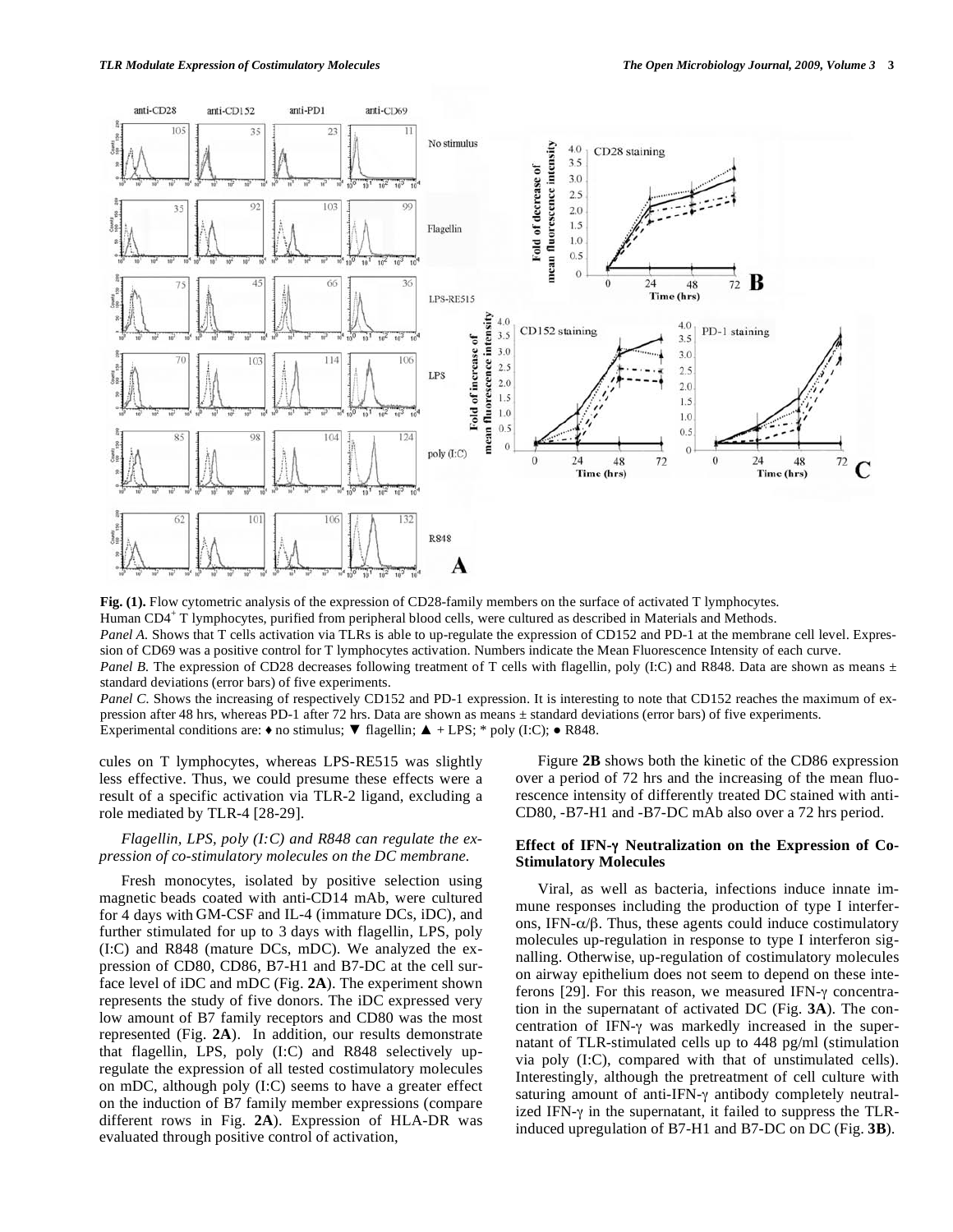**Fig. (1).** Flow cytometric analysis of the expression of CD28-family members on the surface of activated T lymphocytes.

Human CD4$^{+}$ T lymphocytes, purified from peripheral blood cells, were cultured as described in Materials and Methods.

*Panel A.* Shows that T cells activation via TLRs is able to up-regulate the expression of CD152 and PD-1 at the membrane cell level. Expression of CD69 was a positive control for T lymphocytes activation. Numbers indicate the Mean Fluorescence Intensity of each curve.

*Panel B.* The expression of CD28 decreases following treatment of T cells with flagellin, poly (I:C) and R848. Data are shown as means ± standard deviations (error bars) of five experiments.

*Panel C.* Shows the increasing of respectively CD152 and PD-1 expression. It is interesting to note that CD152 reaches the maximum of expression after 48 hrs, whereas PD-1 after 72 hrs. Data are shown as means ± standard deviations (error bars) of five experiments.

Experimental conditions are: ♦ no stimulus; ▼ flagellin; ▲ + LPS; * poly (I:C); ● R848.

cules on T lymphocytes, whereas LPS-RE515 was slightly less effective. Thus, we could presume these effects were a result of a specific activation via TLR-2 ligand, excluding a role mediated by TLR-4 [28-29].

*Flagellin, LPS, poly (I:C) and R848 can regulate the expression of co-stimulatory molecules on the DC membrane.*

Fresh monocytes, isolated by positive selection using magnetic beads coated with anti-CD14 mAb, were cultured for 4 days with GM-CSF and IL-4 (immature DCs, iDC), and further stimulated for up to 3 days with flagellin, LPS, poly (I:C) and R848 (mature DCs, mDC). We analyzed the expression of CD80, CD86, B7-H1 and B7-DC at the cell surface level of iDC and mDC (Fig. **2A**). The experiment shown represents the study of five donors. The iDC expressed very low amount of B7 family receptors and CD80 was the most represented (Fig. **2A**). In addition, our results demonstrate that flagellin, LPS, poly (I:C) and R848 selectively up-regulate the expression of all tested costimulatory molecules on mDC, although poly (I:C) seems to have a greater effect on the induction of B7 family member expressions (compare different rows in Fig. **2A**). Expression of HLA-DR was evaluated through positive control of activation,

Figure **2B** shows both the kinetic of the CD86 expression over a period of 72 hrs and the increasing of the mean fluorescence intensity of differently treated DC stained with anti-CD80, -B7-H1 and -B7-DC mAb also over a 72 hrs period.

### Effect of IFN-γ Neutralization on the Expression of Co-Stimulatory Molecules

Viral, as well as bacteria, infections induce innate immune responses including the production of type I interferons, IFN-α/β. Thus, these agents could induce costimulatory molecules up-regulation in response to type I interferon signalling. Otherwise, up-regulation of costimulatory molecules on airway epithelium does not seem to depend on these inteferons [29]. For this reason, we measured IFN-γ concentration in the supernatant of activated DC (Fig. **3A**). The concentration of IFN-γ was markedly increased in the supernatant of TLR-stimulated cells up to 448 pg/ml (stimulation via poly (I:C), compared with that of unstimulated cells). Interestingly, although the pretreatment of cell culture with saturing amount of anti-IFN-γ antibody completely neutralized IFN-γ in the supernatant, it failed to suppress the TLR-induced upregulation of B7-H1 and B7-DC on DC (Fig. **3B**).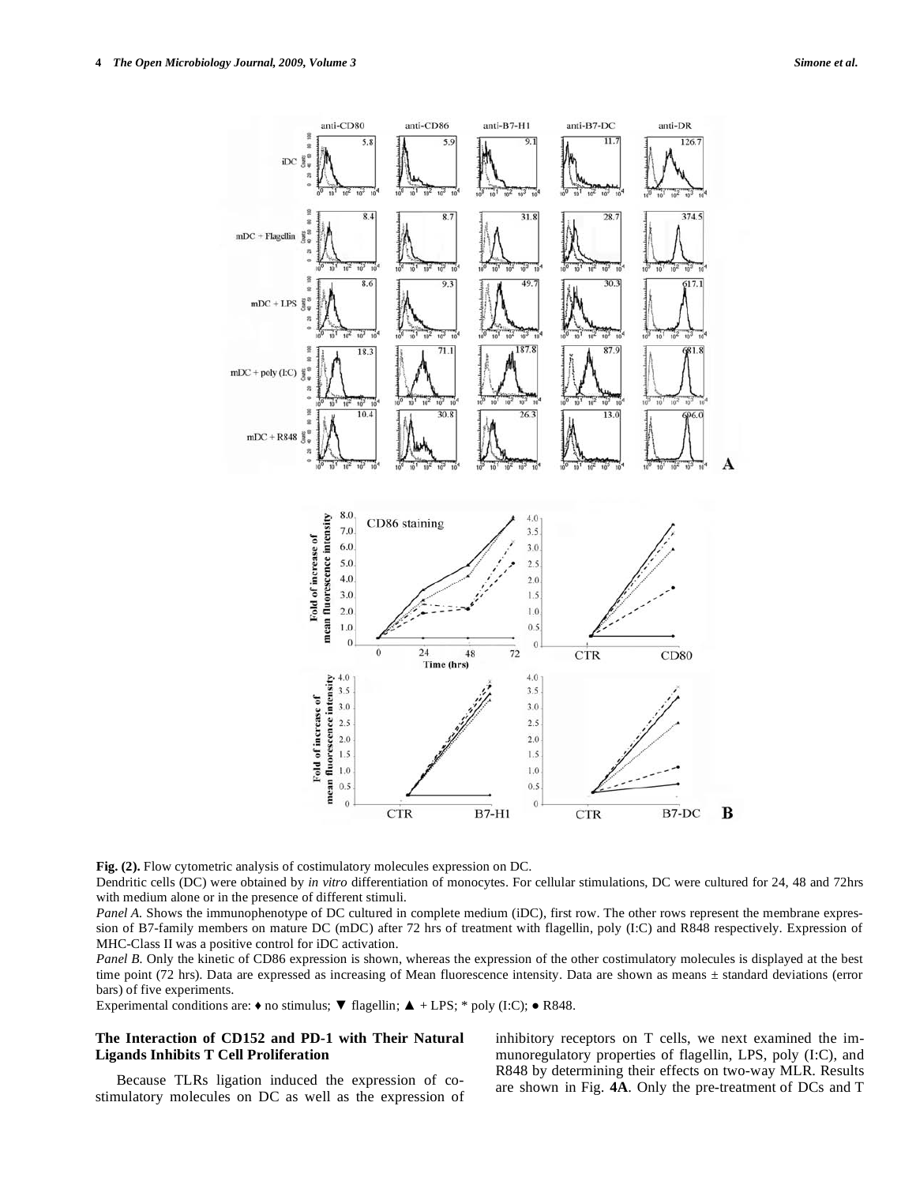**Fig. (2).** Flow cytometric analysis of costimulatory molecules expression on DC.

Dendritic cells (DC) were obtained by *in vitro* differentiation of monocytes. For cellular stimulations, DC were cultured for 24, 48 and 72hrs with medium alone or in the presence of different stimuli.

*Panel A.* Shows the immunophenotype of DC cultured in complete medium (iDC), first row. The other rows represent the membrane expression of B7-family members on mature DC (mDC) after 72 hrs of treatment with flagellin, poly (I:C) and R848 respectively. Expression of MHC-Class II was a positive control for iDC activation.

*Panel B.* Only the kinetic of CD86 expression is shown, whereas the expression of the other costimulatory molecules is displayed at the best time point (72 hrs). Data are expressed as increasing of Mean fluorescence intensity. Data are shown as means ± standard deviations (error bars) of five experiments.

Experimental conditions are: ♦ no stimulus; ▼ flagellin; ▲ + LPS; * poly (I:C); ● R848.

### The Interaction of CD152 and PD-1 with Their Natural Ligands Inhibits T Cell Proliferation

Because TLRs ligation induced the expression of co-stimulatory molecules on DC as well as the expression of inhibitory receptors on T cells, we next examined the immunoregulatory properties of flagellin, LPS, poly (I:C), and R848 by determining their effects on two-way MLR. Results are shown in Fig. **4A**. Only the pre-treatment of DCs and T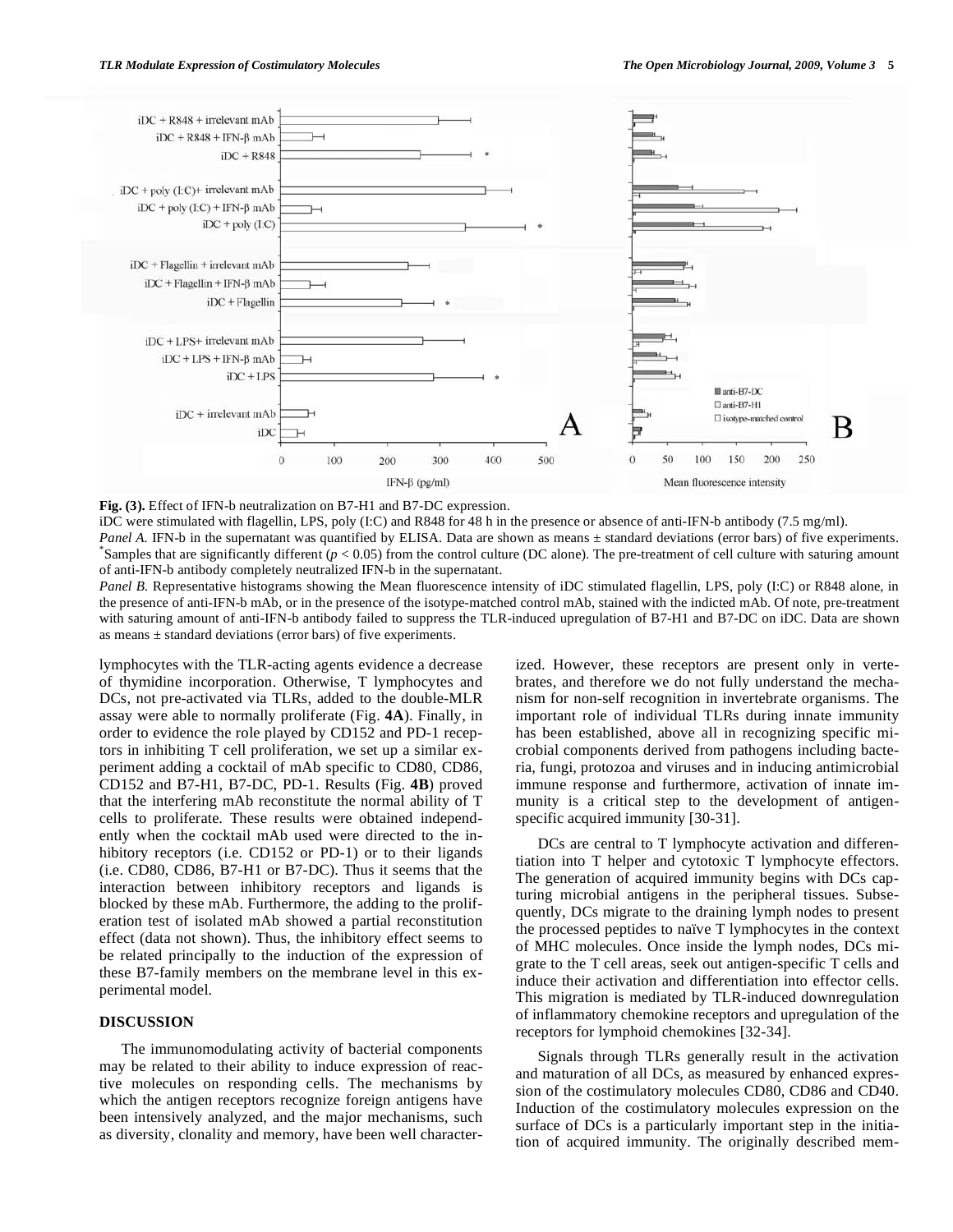**Fig. (3).** Effect of IFN-b neutralization on B7-H1 and B7-DC expression.

iDC were stimulated with flagellin, LPS, poly (I:C) and R848 for 48 h in the presence or absence of anti-IFN-b antibody (7.5 mg/ml).

*Panel A.* IFN-b in the supernatant was quantified by ELISA. Data are shown as means ± standard deviations (error bars) of five experiments. *Samples that are significantly different ($p < 0.05$) from the control culture (DC alone). The pre-treatment of cell culture with saturing amount of anti-IFN-b antibody completely neutralized IFN-b in the supernatant.

*Panel B.* Representative histograms showing the Mean fluorescence intensity of iDC stimulated flagellin, LPS, poly (I:C) or R848 alone, in the presence of anti-IFN-b mAb, or in the presence of the isotype-matched control mAb, stained with the indicted mAb. Of note, pre-treatment with saturing amount of anti-IFN-b antibody failed to suppress the TLR-induced upregulation of B7-H1 and B7-DC on iDC. Data are shown as means ± standard deviations (error bars) of five experiments.

lymphocytes with the TLR-acting agents evidence a decrease of thymidine incorporation. Otherwise, T lymphocytes and DCs, not pre-activated via TLRs, added to the double-MLR assay were able to normally proliferate (Fig. **4A**). Finally, in order to evidence the role played by CD152 and PD-1 receptors in inhibiting T cell proliferation, we set up a similar experiment adding a cocktail of mAb specific to CD80, CD86, CD152 and B7-H1, B7-DC, PD-1. Results (Fig. **4B**) proved that the interfering mAb reconstitute the normal ability of T cells to proliferate. These results were obtained independently when the cocktail mAb used were directed to the inhibitory receptors (i.e. CD152 or PD-1) or to their ligands (i.e. CD80, CD86, B7-H1 or B7-DC). Thus it seems that the interaction between inhibitory receptors and ligands is blocked by these mAb. Furthermore, the adding to the proliferation test of isolated mAb showed a partial reconstitution effect (data not shown). Thus, the inhibitory effect seems to be related principally to the induction of the expression of these B7-family members on the membrane level in this experimental model.

## DISCUSSION

The immunomodulating activity of bacterial components may be related to their ability to induce expression of reactive molecules on responding cells. The mechanisms by which the antigen receptors recognize foreign antigens have been intensively analyzed, and the major mechanisms, such as diversity, clonality and memory, have been well characterized. However, these receptors are present only in vertebrates, and therefore we do not fully understand the mechanism for non-self recognition in invertebrate organisms. The important role of individual TLRs during innate immunity has been established, above all in recognizing specific microbial components derived from pathogens including bacteria, fungi, protozoa and viruses and in inducing antimicrobial immune response and furthermore, activation of innate immunity is a critical step to the development of antigen-specific acquired immunity [30-31].

DCs are central to T lymphocyte activation and differentiation into T helper and cytotoxic T lymphocyte effectors. The generation of acquired immunity begins with DCs capturing microbial antigens in the peripheral tissues. Subsequently, DCs migrate to the draining lymph nodes to present the processed peptides to naïve T lymphocytes in the context of MHC molecules. Once inside the lymph nodes, DCs migrate to the T cell areas, seek out antigen-specific T cells and induce their activation and differentiation into effector cells. This migration is mediated by TLR-induced downregulation of inflammatory chemokine receptors and upregulation of the receptors for lymphoid chemokines [32-34].

Signals through TLRs generally result in the activation and maturation of all DCs, as measured by enhanced expression of the costimulatory molecules CD80, CD86 and CD40. Induction of the costimulatory molecules expression on the surface of DCs is a particularly important step in the initiation of acquired immunity. The originally described mem-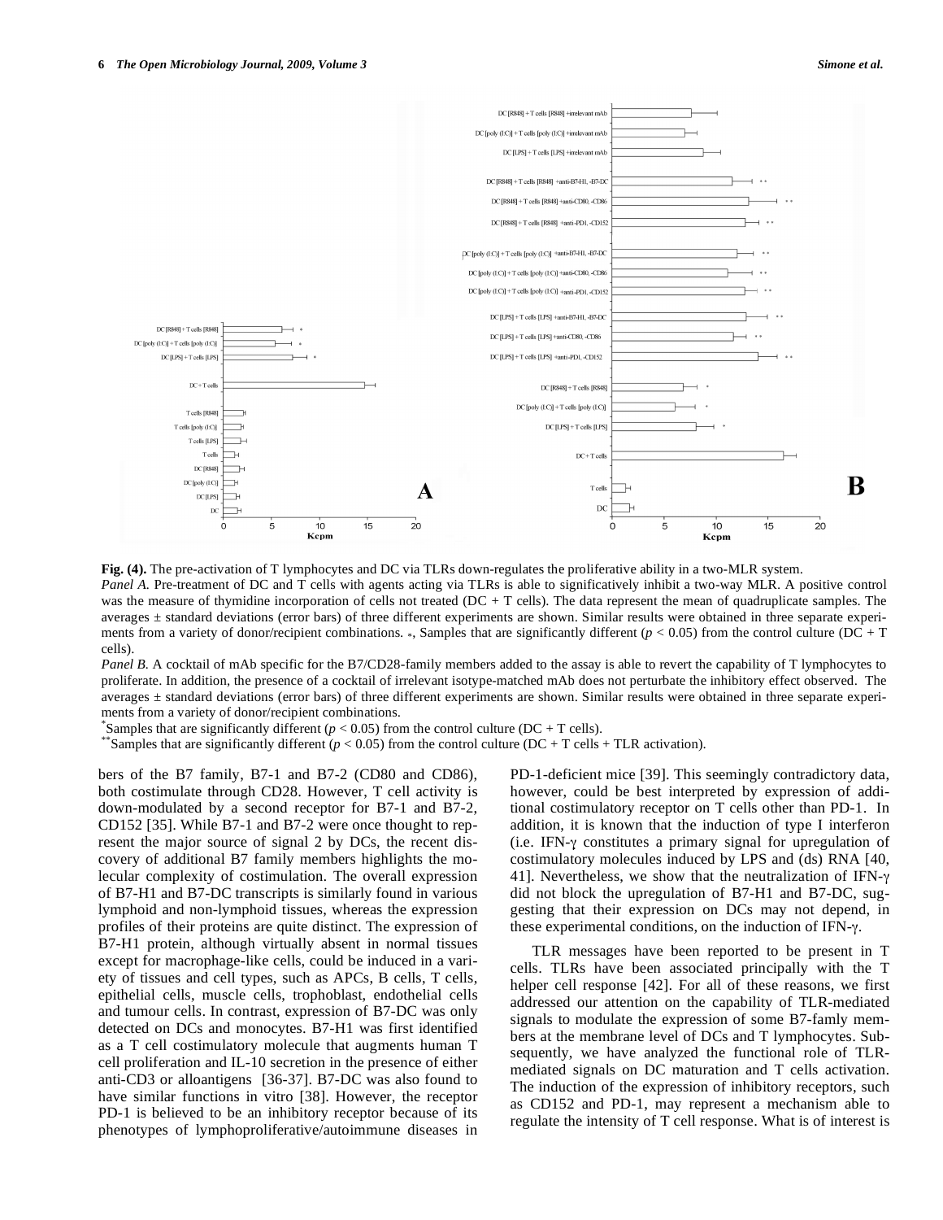**Fig. (4).** The pre-activation of T lymphocytes and DC via TLRs down-regulates the proliferative ability in a two-MLR system.

*Panel A.* Pre-treatment of DC and T cells with agents acting via TLRs is able to significatively inhibit a two-way MLR. A positive control was the measure of thymidine incorporation of cells not treated (DC + T cells). The data represent the mean of quadruplicate samples. The averages ± standard deviations (error bars) of three different experiments are shown. Similar results were obtained in three separate experiments from a variety of donor/recipient combinations. *, Samples that are significantly different ($p < 0.05$) from the control culture (DC + T cells).

*Panel B.* A cocktail of mAb specific for the B7/CD28-family members added to the assay is able to revert the capability of T lymphocytes to proliferate. In addition, the presence of a cocktail of irrelevant isotype-matched mAb does not perturbate the inhibitory effect observed. The averages ± standard deviations (error bars) of three different experiments are shown. Similar results were obtained in three separate experiments from a variety of donor/recipient combinations.

*Samples that are significantly different ($p < 0.05$) from the control culture (DC + T cells).

**Samples that are significantly different ($p < 0.05$) from the control culture (DC + T cells + TLR activation).

bers of the B7 family, B7-1 and B7-2 (CD80 and CD86), both costimulate through CD28. However, T cell activity is down-modulated by a second receptor for B7-1 and B7-2, CD152 [35]. While B7-1 and B7-2 were once thought to represent the major source of signal 2 by DCs, the recent discovery of additional B7 family members highlights the molecular complexity of costimulation. The overall expression of B7-H1 and B7-DC transcripts is similarly found in various lymphoid and non-lymphoid tissues, whereas the expression profiles of their proteins are quite distinct. The expression of B7-H1 protein, although virtually absent in normal tissues except for macrophage-like cells, could be induced in a variety of tissues and cell types, such as APCs, B cells, T cells, epithelial cells, muscle cells, trophoblast, endothelial cells and tumour cells. In contrast, expression of B7-DC was only detected on DCs and monocytes. B7-H1 was first identified as a T cell costimulatory molecule that augments human T cell proliferation and IL-10 secretion in the presence of either anti-CD3 or alloantigens [36-37]. B7-DC was also found to have similar functions in vitro [38]. However, the receptor PD-1 is believed to be an inhibitory receptor because of its phenotypes of lymphoproliferative/autoimmune diseases in PD-1-deficient mice [39]. This seemingly contradictory data, however, could be best interpreted by expression of additional costimulatory receptor on T cells other than PD-1. In addition, it is known that the induction of type I interferon (i.e. IFN-γ constitutes a primary signal for upregulation of costimulatory molecules induced by LPS and (ds) RNA [40, 41]. Nevertheless, we show that the neutralization of IFN-γ did not block the upregulation of B7-H1 and B7-DC, suggesting that their expression on DCs may not depend, in these experimental conditions, on the induction of IFN-γ.

TLR messages have been reported to be present in T cells. TLRs have been associated principally with the T helper cell response [42]. For all of these reasons, we first addressed our attention on the capability of TLR-mediated signals to modulate the expression of some B7-famly members at the membrane level of DCs and T lymphocytes. Subsequently, we have analyzed the functional role of TLR-mediated signals on DC maturation and T cells activation. The induction of the expression of inhibitory receptors, such as CD152 and PD-1, may represent a mechanism able to regulate the intensity of T cell response. What is of interest is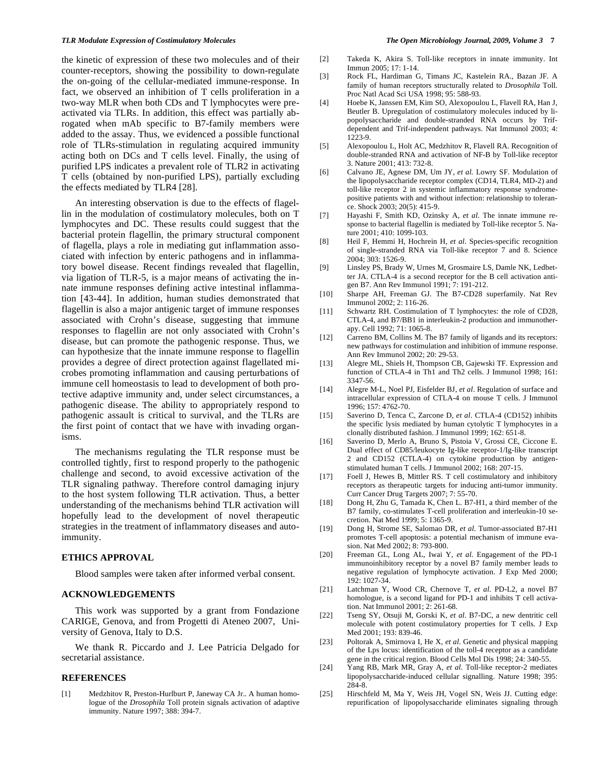the kinetic of expression of these two molecules and of their counter-receptors, showing the possibility to down-regulate the on-going of the cellular-mediated immune-response. In fact, we observed an inhibition of T cells proliferation in a two-way MLR when both CDs and T lymphocytes were pre-activated via TLRs. In addition, this effect was partially abrogated when mAb specific to B7-family members were added to the assay. Thus, we evidenced a possible functional role of TLRs-stimulation in regulating acquired immunity acting both on DCs and T cells level. Finally, the using of purified LPS indicates a prevalent role of TLR2 in activating T cells (obtained by non-purified LPS), partially excluding the effects mediated by TLR4 [28].

An interesting observation is due to the effects of flagellin in the modulation of costimulatory molecules, both on T lymphocytes and DC. These results could suggest that the bacterial protein flagellin, the primary structural component of flagella, plays a role in mediating gut inflammation associated with infection by enteric pathogens and in inflammatory bowel disease. Recent findings revealed that flagellin, via ligation of TLR-5, is a major means of activating the innate immune responses defining active intestinal inflammation [43-44]. In addition, human studies demonstrated that flagellin is also a major antigenic target of immune responses associated with Crohn's disease, suggesting that immune responses to flagellin are not only associated with Crohn's disease, but can promote the pathogenic response. Thus, we can hypothesize that the innate immune response to flagellin provides a degree of direct protection against flagellated microbes promoting inflammation and causing perturbations of immune cell homeostasis to lead to development of both protective adaptive immunity and, under select circumstances, a pathogenic disease. The ability to appropriately respond to pathogenic assault is critical to survival, and the TLRs are the first point of contact that we have with invading organisms.

The mechanisms regulating the TLR response must be controlled tightly, first to respond properly to the pathogenic challenge and second, to avoid excessive activation of the TLR signaling pathway. Therefore control damaging injury to the host system following TLR activation. Thus, a better understanding of the mechanisms behind TLR activation will hopefully lead to the development of novel therapeutic strategies in the treatment of inflammatory diseases and autoimmunity.

## ETHICS APPROVAL

Blood samples were taken after informed verbal consent.

## ACKNOWLEDGEMENTS

This work was supported by a grant from Fondazione CARIGE, Genova, and from Progetti di Ateneo 2007, University of Genova, Italy to D.S.

We thank R. Piccardo and J. Lee Patricia Delgado for secretarial assistance.

## REFERENCES

[1] Medzhitov R, Preston-Hurlburt P, Janeway CA Jr.. A human homologue of the *Drosophila* Toll protein signals activation of adaptive immunity. Nature 1997; 388: 394-7.

[2] Takeda K, Akira S. Toll-like receptors in innate immunity. Int Immun 2005; 17: 1-14.

[3] Rock FL, Hardiman G, Timans JC, Kastelein RA., Bazan JF. A family of human receptors structurally related to *Drosophila* Toll. Proc Natl Acad Sci USA 1998; 95: 588-93.

[4] Hoebe K, Janssen EM, Kim SO, Alexopoulou L, Flavell RA, Han J, Beutler B. Upregulation of costimulatory molecules induced by lipopolysaccharide and double-stranded RNA occurs by Trif-dependent and Trif-independent pathways. Nat Immunol 2003; 4: 1223-9.

[5] Alexopoulou L, Holt AC, Medzhitov R, Flavell RA. Recognition of double-stranded RNA and activation of NF-B by Toll-like receptor 3. Nature 2001; 413: 732-8.

[6] Calvano JE, Agnese DM, Um JY, *et al.* Lowry SF. Modulation of the lipopolysaccharide receptor complex (CD14, TLR4, MD-2) and toll-like receptor 2 in systemic inflammatory response syndrome-positive patients with and without infection: relationship to tolerance. Shock 2003; 20(5): 415-9.

[7] Hayashi F, Smith KD, Ozinsky A, *et al.* The innate immune response to bacterial flagellin is mediated by Toll-like receptor 5. Nature 2001; 410: 1099-103.

[8] Heil F, Hemmi H, Hochrein H, *et al*. Species-specific recognition of single-stranded RNA via Toll-like receptor 7 and 8. Science 2004; 303: 1526-9.

[9] Linsley PS, Brady W, Urnes M, Grosmaire LS, Damle NK, Ledbetter JA. CTLA-4 is a second receptor for the B cell activation antigen B7. Ann Rev Immunol 1991; 7: 191-212.

[10] Sharpe AH, Freeman GJ. The B7-CD28 superfamily. Nat Rev Immunol 2002; 2: 116-26.

[11] Schwartz RH. Costimulation of T lymphocytes: the role of CD28, CTLA-4, and B7/BB1 in interleukin-2 production and immunotherapy. Cell 1992; 71: 1065-8.

[12] Carreno BM, Collins M. The B7 family of ligands and its receptors: new pathways for costimulation and inhibition of immune response. Ann Rev Immunol 2002; 20: 29-53.

[13] Alegre ML, Shiels H, Thompson CB, Gajewski TF. Expression and function of CTLA-4 in Th1 and Th2 cells. J Immunol 1998; 161: 3347-56.

[14] Alegre M-L, Noel PJ, Eisfelder BJ, *et al*. Regulation of surface and intracellular expression of CTLA-4 on mouse T cells. J Immunol 1996; 157: 4762-70.

[15] Saverino D, Tenca C, Zarcone D, *et al*. CTLA-4 (CD152) inhibits the specific lysis mediated by human cytolytic T lymphocytes in a clonally distributed fashion. J Immunol 1999; 162: 651-8.

[16] Saverino D, Merlo A, Bruno S, Pistoia V, Grossi CE, Ciccone E. Dual effect of CD85/leukocyte Ig-like receptor-1/Ig-like transcript 2 and CD152 (CTLA-4) on cytokine production by antigen-stimulated human T cells. J Immunol 2002; 168: 207-15.

[17] Foell J, Hewes B, Mittler RS. T cell costimulatory and inhibitory receptors as therapeutic targets for inducing anti-tumor immunity. Curr Cancer Drug Targets 2007; 7: 55-70.

[18] Dong H, Zhu G, Tamada K, Chen L. B7-H1, a third member of the B7 family, co-stimulates T-cell proliferation and interleukin-10 secretion. Nat Med 1999; 5: 1365-9.

[19] Dong H, Strome SE, Salomao DR, *et al.* Tumor-associated B7-H1 promotes T-cell apoptosis: a potential mechanism of immune evasion. Nat Med 2002; 8: 793-800.

[20] Freeman GL, Long AL, Iwai Y, *et al.* Engagement of the PD-1 immunoinhibitory receptor by a novel B7 family member leads to negative regulation of lymphocyte activation. J Exp Med 2000; 192: 1027-34.

[21] Latchman Y, Wood CR, Chernove T, *et al.* PD-L2, a novel B7 homologue, is a second ligand for PD-1 and inhibits T cell activation. Nat Immunol 2001; 2: 261-68.

[22] Tseng SY, Otsuji M, Gorski K, *et al*. B7-DC, a new dentritic cell molecule with potent costimulatory properties for T cells. J Exp Med 2001; 193: 839-46.

[23] Poltorak A, Smirnova I, He X, *et al*. Genetic and physical mapping of the Lps locus: identification of the toll-4 receptor as a candidate gene in the critical region. Blood Cells Mol Dis 1998; 24: 340-55.

[24] Yang RB, Mark MR, Gray A, *et al*. Toll-like receptor-2 mediates lipopolysaccharide-induced cellular signalling. Nature 1998; 395: 284-8.

[25] Hirschfeld M, Ma Y, Weis JH, Vogel SN, Weis JJ. Cutting edge: repurification of lipopolysaccharide eliminates signaling through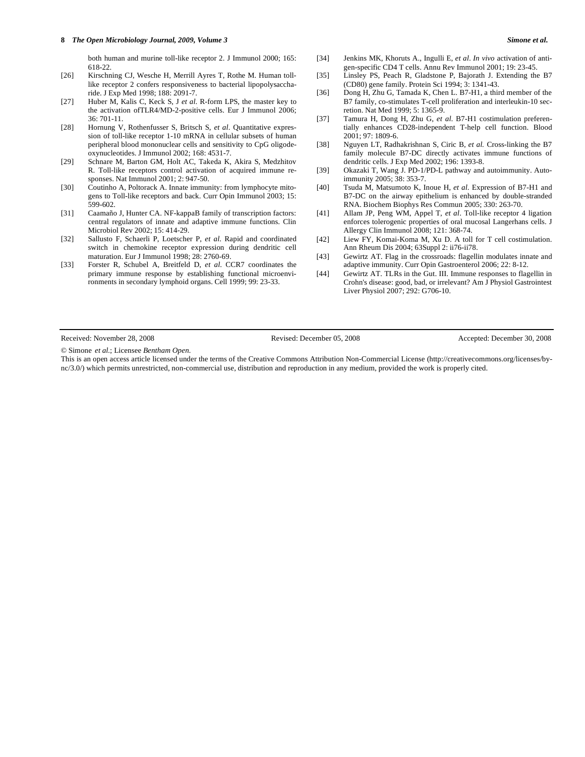both human and murine toll-like receptor 2. J Immunol 2000; 165: 618-22.

[26] Kirschning CJ, Wesche H, Merrill Ayres T, Rothe M. Human toll-like receptor 2 confers responsiveness to bacterial lipopolysaccharide. J Exp Med 1998; 188: 2091-7.

[27] Huber M, Kalis C, Keck S, J *et al*. R-form LPS, the master key to the activation ofTLR4/MD-2-positive cells. Eur J Immunol 2006; 36: 701-11.

[28] Hornung V, Rothenfusser S, Britsch S, *et al*. Quantitative expression of toll-like receptor 1-10 mRNA in cellular subsets of human peripheral blood mononuclear cells and sensitivity to CpG oligodeoxynucleotides. J Immunol 2002; 168: 4531-7.

[29] Schnare M, Barton GM, Holt AC, Takeda K, Akira S, Medzhitov R. Toll-like receptors control activation of acquired immune responses. Nat Immunol 2001; 2: 947-50.

[30] Coutinho A, Poltorack A. Innate immunity: from lymphocyte mitogens to Toll-like receptors and back. Curr Opin Immunol 2003; 15: 599-602.

[31] Caamaño J, Hunter CA. NF-kappaB family of transcription factors: central regulators of innate and adaptive immune functions. Clin Microbiol Rev 2002; 15: 414-29.

[32] Sallusto F, Schaerli P, Loetscher P, *et al.* Rapid and coordinated switch in chemokine receptor expression during dendritic cell maturation. Eur J Immunol 1998; 28: 2760-69.

[33] Forster R, Schubel A, Breitfeld D, *et al.* CCR7 coordinates the primary immune response by establishing functional microenvironments in secondary lymphoid organs. Cell 1999; 99: 23-33.

[34] Jenkins MK, Khoruts A., Ingulli E, *et al*. *In vivo* activation of antigen-specific CD4 T cells. Annu Rev Immunol 2001; 19: 23-45.

[35] Linsley PS, Peach R, Gladstone P, Bajorath J. Extending the B7 (CD80) gene family. Protein Sci 1994; 3: 1341-43.

[36] Dong H, Zhu G, Tamada K, Chen L. B7-H1, a third member of the B7 family, co-stimulates T-cell proliferation and interleukin-10 secretion. Nat Med 1999; 5: 1365-9.

[37] Tamura H, Dong H, Zhu G, *et al.* B7-H1 costimulation preferentially enhances CD28-independent T-help cell function. Blood 2001; 97: 1809-6.

[38] Nguyen LT, Radhakrishnan S, Ciric B, *et al.* Cross-linking the B7 family molecule B7-DC directly activates immune functions of dendritic cells. J Exp Med 2002; 196: 1393-8.

[39] Okazaki T, Wang J. PD-1/PD-L pathway and autoimmunity. Autoimmunity 2005; 38: 353-7.

[40] Tsuda M, Matsumoto K, Inoue H, *et al.* Expression of B7-H1 and B7-DC on the airway epithelium is enhanced by double-stranded RNA. Biochem Biophys Res Commun 2005; 330: 263-70.

[41] Allam JP, Peng WM, Appel T, *et al*. Toll-like receptor 4 ligation enforces tolerogenic properties of oral mucosal Langerhans cells. J Allergy Clin Immunol 2008; 121: 368-74.

[42] Liew FY, Komai-Koma M, Xu D. A toll for T cell costimulation. Ann Rheum Dis 2004; 63Suppl 2: ii76-ii78.

[43] Gewirtz AT. Flag in the crossroads: flagellin modulates innate and adaptive immunity. Curr Opin Gastroenterol 2006; 22: 8-12.

[44] Gewirtz AT. TLRs in the Gut. III. Immune responses to flagellin in Crohn's disease: good, bad, or irrelevant? Am J Physiol Gastrointest Liver Physiol 2007; 292: G706-10.

---

Received: November 28, 2008 Revised: December 05, 2008 Accepted: December 30, 2008

© Simone *et al.*; Licensee *Bentham Open*.

This is an open access article licensed under the terms of the Creative Commons Attribution Non-Commercial License (http://creativecommons.org/licenses/by-nc/3.0/) which permits unrestricted, non-commercial use, distribution and reproduction in any medium, provided the work is properly cited.